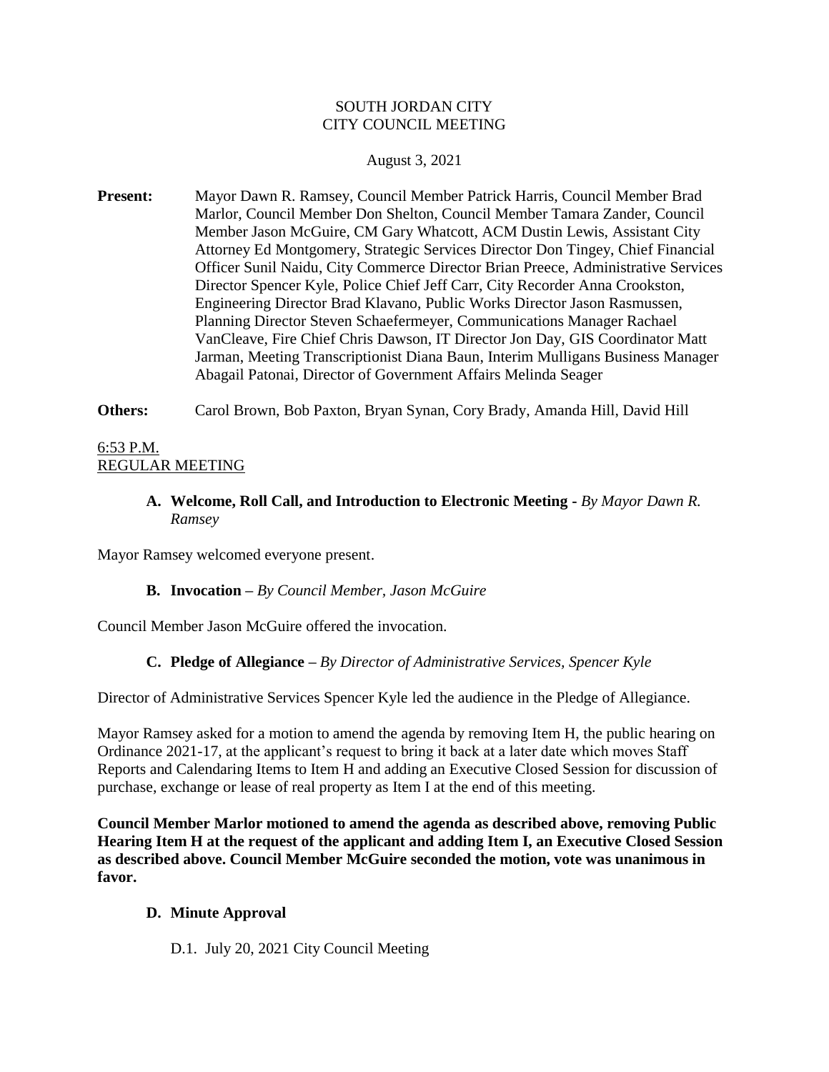SOUTH JORDAN CITY
CITY COUNCIL MEETING

August 3, 2021

**Present:** Mayor Dawn R. Ramsey, Council Member Patrick Harris, Council Member Brad Marlor, Council Member Don Shelton, Council Member Tamara Zander, Council Member Jason McGuire, CM Gary Whatcott, ACM Dustin Lewis, Assistant City Attorney Ed Montgomery, Strategic Services Director Don Tingey, Chief Financial Officer Sunil Naidu, City Commerce Director Brian Preece, Administrative Services Director Spencer Kyle, Police Chief Jeff Carr, City Recorder Anna Crookston, Engineering Director Brad Klavano, Public Works Director Jason Rasmussen, Planning Director Steven Schaefermeyer, Communications Manager Rachael VanCleave, Fire Chief Chris Dawson, IT Director Jon Day, GIS Coordinator Matt Jarman, Meeting Transcriptionist Diana Baun, Interim Mulligans Business Manager Abagail Patonai, Director of Government Affairs Melinda Seager

**Others:** Carol Brown, Bob Paxton, Bryan Synan, Cory Brady, Amanda Hill, David Hill

6:53 P.M.
REGULAR MEETING

**A. Welcome, Roll Call, and Introduction to Electronic Meeting** - *By Mayor Dawn R. Ramsey*

Mayor Ramsey welcomed everyone present.

**B. Invocation** – *By Council Member, Jason McGuire*

Council Member Jason McGuire offered the invocation.

**C. Pledge of Allegiance** – *By Director of Administrative Services, Spencer Kyle*

Director of Administrative Services Spencer Kyle led the audience in the Pledge of Allegiance.

Mayor Ramsey asked for a motion to amend the agenda by removing Item H, the public hearing on Ordinance 2021-17, at the applicant's request to bring it back at a later date which moves Staff Reports and Calendaring Items to Item H and adding an Executive Closed Session for discussion of purchase, exchange or lease of real property as Item I at the end of this meeting.

**Council Member Marlor motioned to amend the agenda as described above, removing Public Hearing Item H at the request of the applicant and adding Item I, an Executive Closed Session as described above. Council Member McGuire seconded the motion, vote was unanimous in favor.**

**D. Minute Approval**

D.1. July 20, 2021 City Council Meeting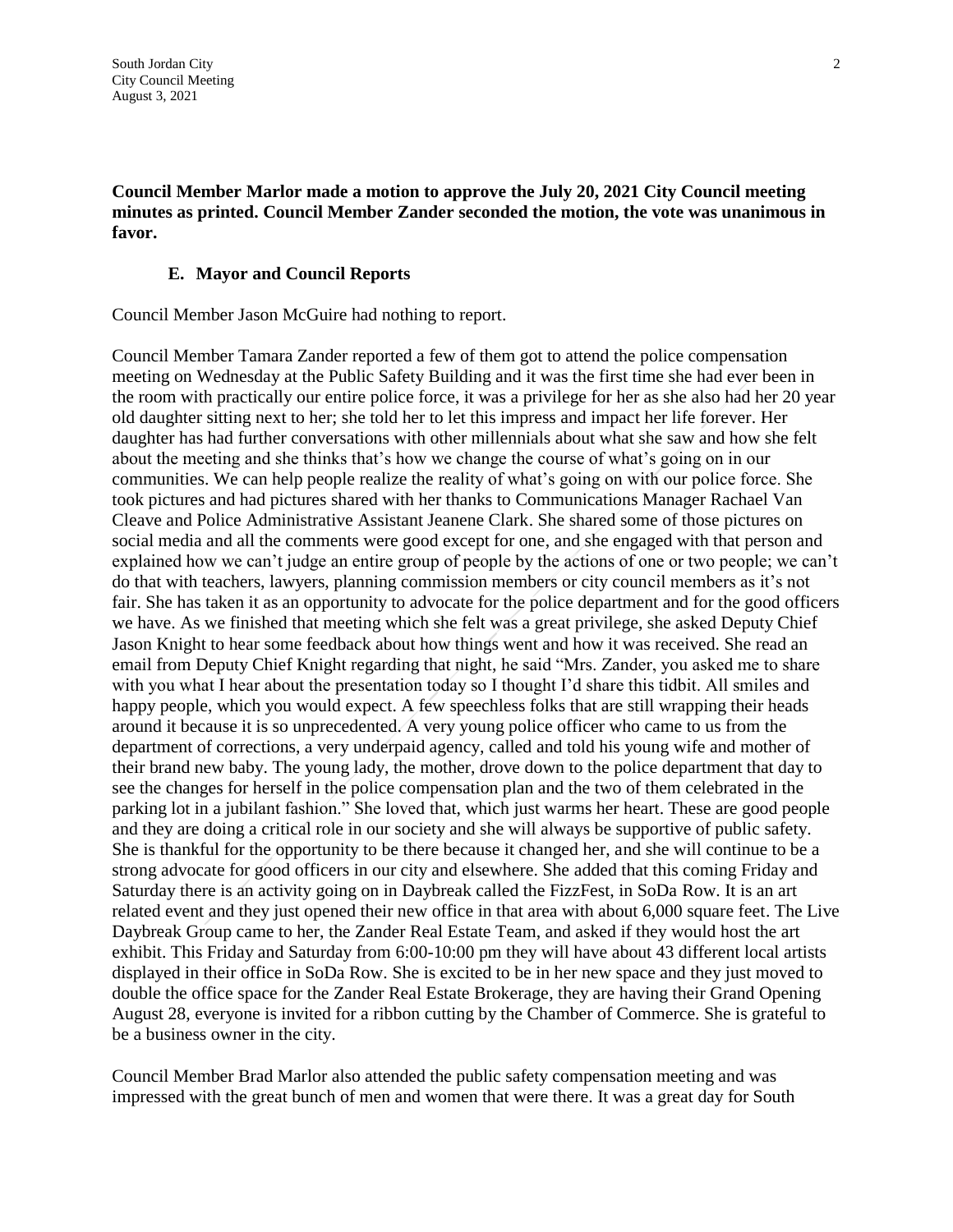**Council Member Marlor made a motion to approve the July 20, 2021 City Council meeting minutes as printed. Council Member Zander seconded the motion, the vote was unanimous in favor.**

**E. Mayor and Council Reports**

Council Member Jason McGuire had nothing to report.

Council Member Tamara Zander reported a few of them got to attend the police compensation meeting on Wednesday at the Public Safety Building and it was the first time she had ever been in the room with practically our entire police force, it was a privilege for her as she also had her 20 year old daughter sitting next to her; she told her to let this impress and impact her life forever. Her daughter has had further conversations with other millennials about what she saw and how she felt about the meeting and she thinks that's how we change the course of what's going on in our communities. We can help people realize the reality of what's going on with our police force. She took pictures and had pictures shared with her thanks to Communications Manager Rachael Van Cleave and Police Administrative Assistant Jeanene Clark. She shared some of those pictures on social media and all the comments were good except for one, and she engaged with that person and explained how we can't judge an entire group of people by the actions of one or two people; we can't do that with teachers, lawyers, planning commission members or city council members as it's not fair. She has taken it as an opportunity to advocate for the police department and for the good officers we have. As we finished that meeting which she felt was a great privilege, she asked Deputy Chief Jason Knight to hear some feedback about how things went and how it was received. She read an email from Deputy Chief Knight regarding that night, he said "Mrs. Zander, you asked me to share with you what I hear about the presentation today so I thought I'd share this tidbit. All smiles and happy people, which you would expect. A few speechless folks that are still wrapping their heads around it because it is so unprecedented. A very young police officer who came to us from the department of corrections, a very underpaid agency, called and told his young wife and mother of their brand new baby. The young lady, the mother, drove down to the police department that day to see the changes for herself in the police compensation plan and the two of them celebrated in the parking lot in a jubilant fashion." She loved that, which just warms her heart. These are good people and they are doing a critical role in our society and she will always be supportive of public safety. She is thankful for the opportunity to be there because it changed her, and she will continue to be a strong advocate for good officers in our city and elsewhere. She added that this coming Friday and Saturday there is an activity going on in Daybreak called the FizzFest, in SoDa Row. It is an art related event and they just opened their new office in that area with about 6,000 square feet. The Live Daybreak Group came to her, the Zander Real Estate Team, and asked if they would host the art exhibit. This Friday and Saturday from 6:00-10:00 pm they will have about 43 different local artists displayed in their office in SoDa Row. She is excited to be in her new space and they just moved to double the office space for the Zander Real Estate Brokerage, they are having their Grand Opening August 28, everyone is invited for a ribbon cutting by the Chamber of Commerce. She is grateful to be a business owner in the city.

Council Member Brad Marlor also attended the public safety compensation meeting and was impressed with the great bunch of men and women that were there. It was a great day for South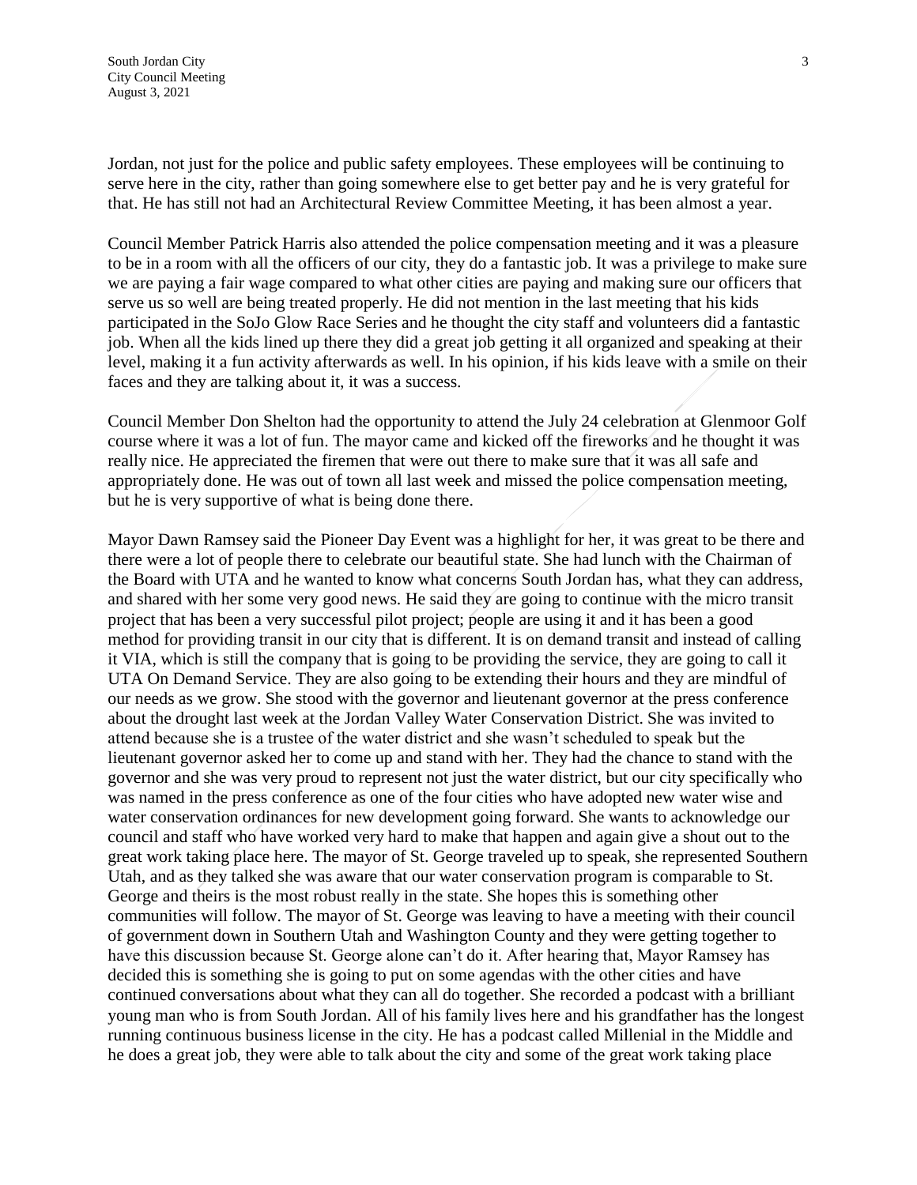Jordan, not just for the police and public safety employees. These employees will be continuing to serve here in the city, rather than going somewhere else to get better pay and he is very grateful for that. He has still not had an Architectural Review Committee Meeting, it has been almost a year.

Council Member Patrick Harris also attended the police compensation meeting and it was a pleasure to be in a room with all the officers of our city, they do a fantastic job. It was a privilege to make sure we are paying a fair wage compared to what other cities are paying and making sure our officers that serve us so well are being treated properly. He did not mention in the last meeting that his kids participated in the SoJo Glow Race Series and he thought the city staff and volunteers did a fantastic job. When all the kids lined up there they did a great job getting it all organized and speaking at their level, making it a fun activity afterwards as well. In his opinion, if his kids leave with a smile on their faces and they are talking about it, it was a success.

Council Member Don Shelton had the opportunity to attend the July 24 celebration at Glenmoor Golf course where it was a lot of fun. The mayor came and kicked off the fireworks and he thought it was really nice. He appreciated the firemen that were out there to make sure that it was all safe and appropriately done. He was out of town all last week and missed the police compensation meeting, but he is very supportive of what is being done there.

Mayor Dawn Ramsey said the Pioneer Day Event was a highlight for her, it was great to be there and there were a lot of people there to celebrate our beautiful state. She had lunch with the Chairman of the Board with UTA and he wanted to know what concerns South Jordan has, what they can address, and shared with her some very good news. He said they are going to continue with the micro transit project that has been a very successful pilot project; people are using it and it has been a good method for providing transit in our city that is different. It is on demand transit and instead of calling it VIA, which is still the company that is going to be providing the service, they are going to call it UTA On Demand Service. They are also going to be extending their hours and they are mindful of our needs as we grow. She stood with the governor and lieutenant governor at the press conference about the drought last week at the Jordan Valley Water Conservation District. She was invited to attend because she is a trustee of the water district and she wasn't scheduled to speak but the lieutenant governor asked her to come up and stand with her. They had the chance to stand with the governor and she was very proud to represent not just the water district, but our city specifically who was named in the press conference as one of the four cities who have adopted new water wise and water conservation ordinances for new development going forward. She wants to acknowledge our council and staff who have worked very hard to make that happen and again give a shout out to the great work taking place here. The mayor of St. George traveled up to speak, she represented Southern Utah, and as they talked she was aware that our water conservation program is comparable to St. George and theirs is the most robust really in the state. She hopes this is something other communities will follow. The mayor of St. George was leaving to have a meeting with their council of government down in Southern Utah and Washington County and they were getting together to have this discussion because St. George alone can't do it. After hearing that, Mayor Ramsey has decided this is something she is going to put on some agendas with the other cities and have continued conversations about what they can all do together. She recorded a podcast with a brilliant young man who is from South Jordan. All of his family lives here and his grandfather has the longest running continuous business license in the city. He has a podcast called Millenial in the Middle and he does a great job, they were able to talk about the city and some of the great work taking place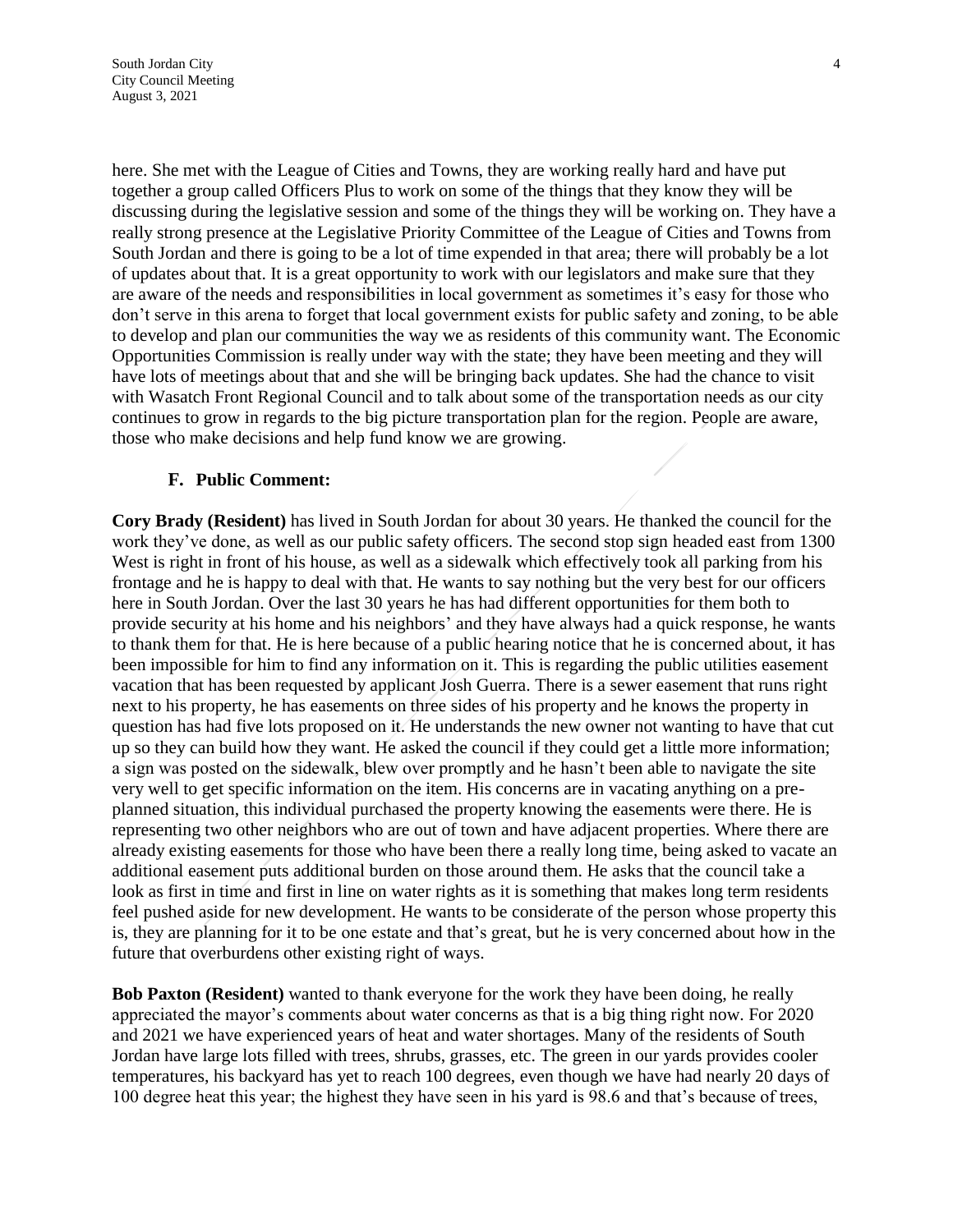here. She met with the League of Cities and Towns, they are working really hard and have put together a group called Officers Plus to work on some of the things that they know they will be discussing during the legislative session and some of the things they will be working on. They have a really strong presence at the Legislative Priority Committee of the League of Cities and Towns from South Jordan and there is going to be a lot of time expended in that area; there will probably be a lot of updates about that. It is a great opportunity to work with our legislators and make sure that they are aware of the needs and responsibilities in local government as sometimes it's easy for those who don't serve in this arena to forget that local government exists for public safety and zoning, to be able to develop and plan our communities the way we as residents of this community want. The Economic Opportunities Commission is really under way with the state; they have been meeting and they will have lots of meetings about that and she will be bringing back updates. She had the chance to visit with Wasatch Front Regional Council and to talk about some of the transportation needs as our city continues to grow in regards to the big picture transportation plan for the region. People are aware, those who make decisions and help fund know we are growing.

**F. Public Comment:**

**Cory Brady (Resident)** has lived in South Jordan for about 30 years. He thanked the council for the work they've done, as well as our public safety officers. The second stop sign headed east from 1300 West is right in front of his house, as well as a sidewalk which effectively took all parking from his frontage and he is happy to deal with that. He wants to say nothing but the very best for our officers here in South Jordan. Over the last 30 years he has had different opportunities for them both to provide security at his home and his neighbors' and they have always had a quick response, he wants to thank them for that. He is here because of a public hearing notice that he is concerned about, it has been impossible for him to find any information on it. This is regarding the public utilities easement vacation that has been requested by applicant Josh Guerra. There is a sewer easement that runs right next to his property, he has easements on three sides of his property and he knows the property in question has had five lots proposed on it. He understands the new owner not wanting to have that cut up so they can build how they want. He asked the council if they could get a little more information; a sign was posted on the sidewalk, blew over promptly and he hasn't been able to navigate the site very well to get specific information on the item. His concerns are in vacating anything on a pre-planned situation, this individual purchased the property knowing the easements were there. He is representing two other neighbors who are out of town and have adjacent properties. Where there are already existing easements for those who have been there a really long time, being asked to vacate an additional easement puts additional burden on those around them. He asks that the council take a look as first in time and first in line on water rights as it is something that makes long term residents feel pushed aside for new development. He wants to be considerate of the person whose property this is, they are planning for it to be one estate and that's great, but he is very concerned about how in the future that overburdens other existing right of ways.

**Bob Paxton (Resident)** wanted to thank everyone for the work they have been doing, he really appreciated the mayor's comments about water concerns as that is a big thing right now. For 2020 and 2021 we have experienced years of heat and water shortages. Many of the residents of South Jordan have large lots filled with trees, shrubs, grasses, etc. The green in our yards provides cooler temperatures, his backyard has yet to reach 100 degrees, even though we have had nearly 20 days of 100 degree heat this year; the highest they have seen in his yard is 98.6 and that's because of trees,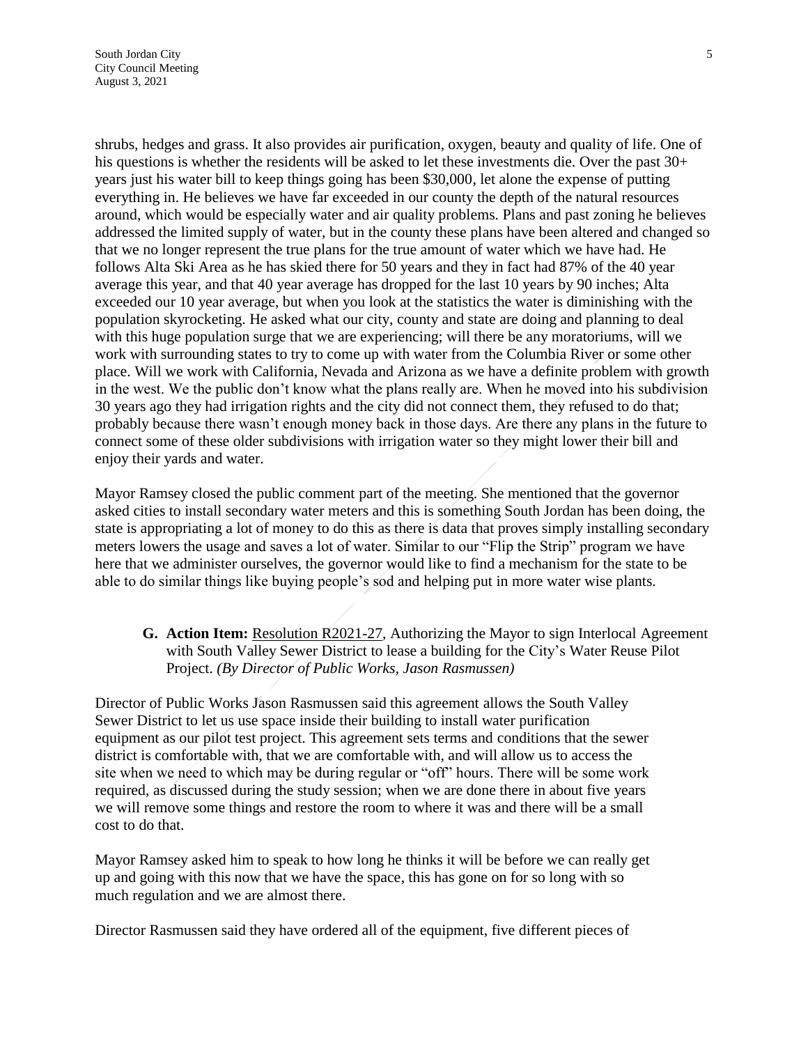shrubs, hedges and grass. It also provides air purification, oxygen, beauty and quality of life. One of his questions is whether the residents will be asked to let these investments die. Over the past 30+ years just his water bill to keep things going has been $30,000, let alone the expense of putting everything in. He believes we have far exceeded in our county the depth of the natural resources around, which would be especially water and air quality problems. Plans and past zoning he believes addressed the limited supply of water, but in the county these plans have been altered and changed so that we no longer represent the true plans for the true amount of water which we have had. He follows Alta Ski Area as he has skied there for 50 years and they in fact had 87% of the 40 year average this year, and that 40 year average has dropped for the last 10 years by 90 inches; Alta exceeded our 10 year average, but when you look at the statistics the water is diminishing with the population skyrocketing. He asked what our city, county and state are doing and planning to deal with this huge population surge that we are experiencing; will there be any moratoriums, will we work with surrounding states to try to come up with water from the Columbia River or some other place. Will we work with California, Nevada and Arizona as we have a definite problem with growth in the west. We the public don't know what the plans really are. When he moved into his subdivision 30 years ago they had irrigation rights and the city did not connect them, they refused to do that; probably because there wasn't enough money back in those days. Are there any plans in the future to connect some of these older subdivisions with irrigation water so they might lower their bill and enjoy their yards and water.

Mayor Ramsey closed the public comment part of the meeting. She mentioned that the governor asked cities to install secondary water meters and this is something South Jordan has been doing, the state is appropriating a lot of money to do this as there is data that proves simply installing secondary meters lowers the usage and saves a lot of water. Similar to our "Flip the Strip" program we have here that we administer ourselves, the governor would like to find a mechanism for the state to be able to do similar things like buying people's sod and helping put in more water wise plants.

**G. Action Item:** Resolution R2021-27, Authorizing the Mayor to sign Interlocal Agreement with South Valley Sewer District to lease a building for the City's Water Reuse Pilot Project. *(By Director of Public Works, Jason Rasmussen)*

Director of Public Works Jason Rasmussen said this agreement allows the South Valley Sewer District to let us use space inside their building to install water purification equipment as our pilot test project. This agreement sets terms and conditions that the sewer district is comfortable with, that we are comfortable with, and will allow us to access the site when we need to which may be during regular or "off" hours. There will be some work required, as discussed during the study session; when we are done there in about five years we will remove some things and restore the room to where it was and there will be a small cost to do that.

Mayor Ramsey asked him to speak to how long he thinks it will be before we can really get up and going with this now that we have the space, this has gone on for so long with so much regulation and we are almost there.

Director Rasmussen said they have ordered all of the equipment, five different pieces of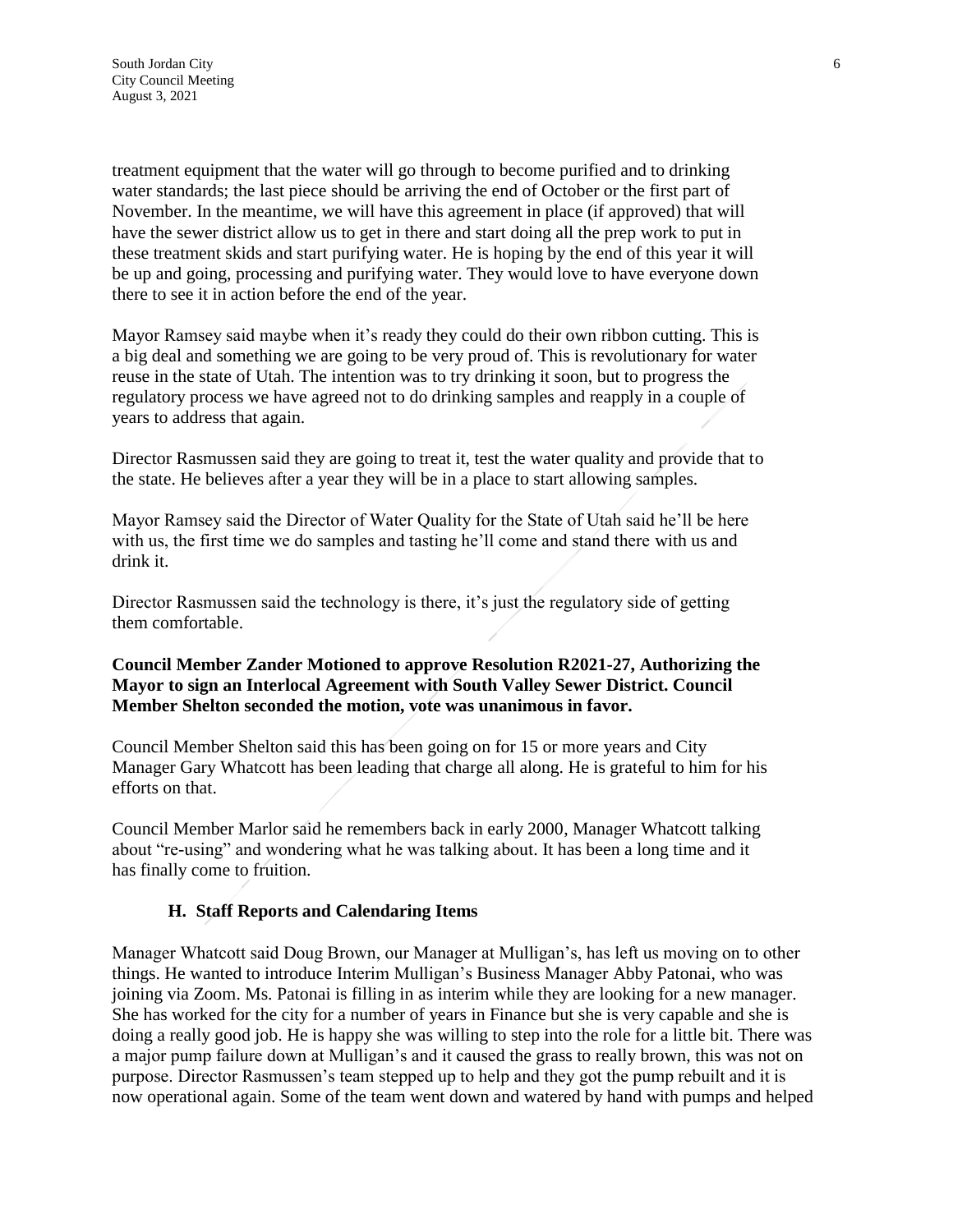treatment equipment that the water will go through to become purified and to drinking water standards; the last piece should be arriving the end of October or the first part of November. In the meantime, we will have this agreement in place (if approved) that will have the sewer district allow us to get in there and start doing all the prep work to put in these treatment skids and start purifying water. He is hoping by the end of this year it will be up and going, processing and purifying water. They would love to have everyone down there to see it in action before the end of the year.

Mayor Ramsey said maybe when it's ready they could do their own ribbon cutting. This is a big deal and something we are going to be very proud of. This is revolutionary for water reuse in the state of Utah. The intention was to try drinking it soon, but to progress the regulatory process we have agreed not to do drinking samples and reapply in a couple of years to address that again.

Director Rasmussen said they are going to treat it, test the water quality and provide that to the state. He believes after a year they will be in a place to start allowing samples.

Mayor Ramsey said the Director of Water Quality for the State of Utah said he'll be here with us, the first time we do samples and tasting he'll come and stand there with us and drink it.

Director Rasmussen said the technology is there, it's just the regulatory side of getting them comfortable.

**Council Member Zander Motioned to approve Resolution R2021-27, Authorizing the Mayor to sign an Interlocal Agreement with South Valley Sewer District. Council Member Shelton seconded the motion, vote was unanimous in favor.**

Council Member Shelton said this has been going on for 15 or more years and City Manager Gary Whatcott has been leading that charge all along. He is grateful to him for his efforts on that.

Council Member Marlor said he remembers back in early 2000, Manager Whatcott talking about "re-using" and wondering what he was talking about. It has been a long time and it has finally come to fruition.

### H. Staff Reports and Calendaring Items

Manager Whatcott said Doug Brown, our Manager at Mulligan's, has left us moving on to other things. He wanted to introduce Interim Mulligan's Business Manager Abby Patonai, who was joining via Zoom. Ms. Patonai is filling in as interim while they are looking for a new manager. She has worked for the city for a number of years in Finance but she is very capable and she is doing a really good job. He is happy she was willing to step into the role for a little bit. There was a major pump failure down at Mulligan's and it caused the grass to really brown, this was not on purpose. Director Rasmussen's team stepped up to help and they got the pump rebuilt and it is now operational again. Some of the team went down and watered by hand with pumps and helped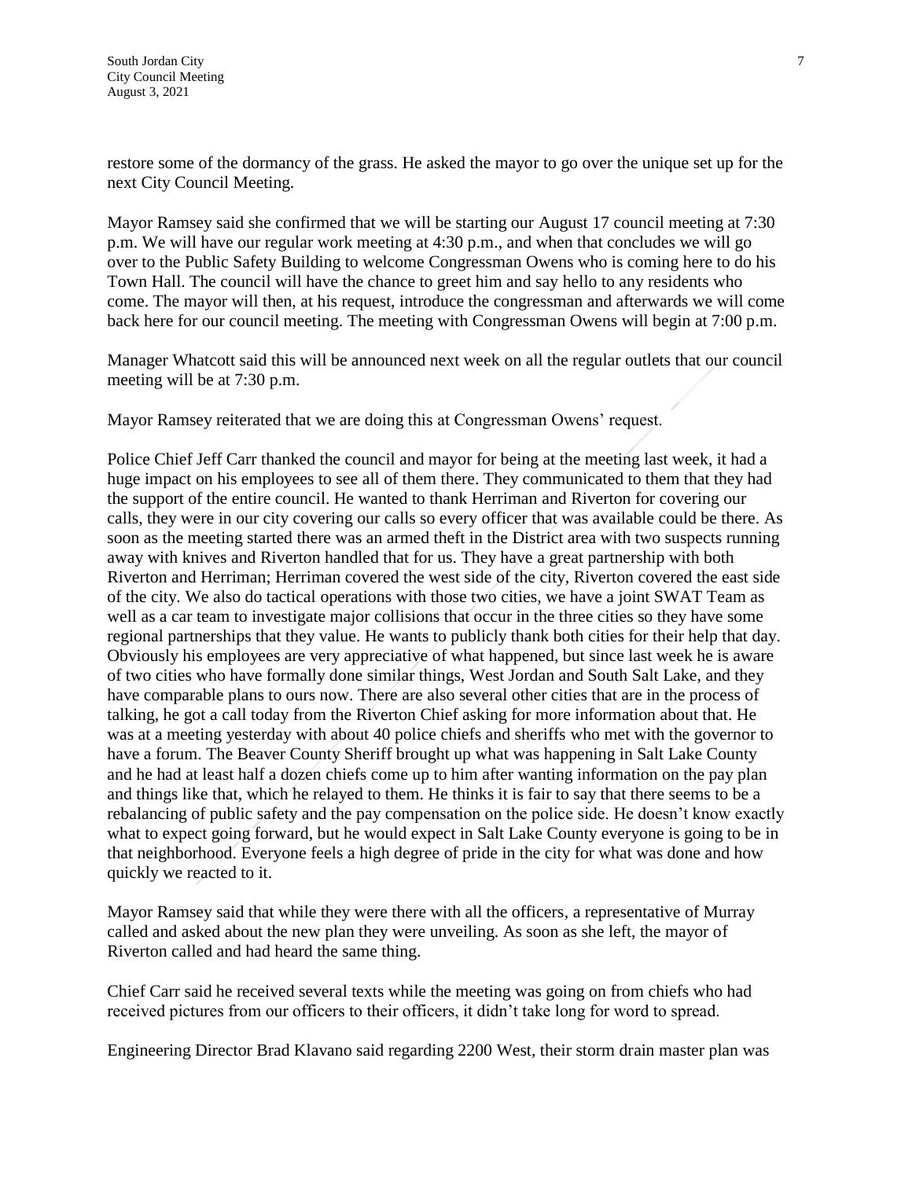restore some of the dormancy of the grass. He asked the mayor to go over the unique set up for the next City Council Meeting.

Mayor Ramsey said she confirmed that we will be starting our August 17 council meeting at 7:30 p.m. We will have our regular work meeting at 4:30 p.m., and when that concludes we will go over to the Public Safety Building to welcome Congressman Owens who is coming here to do his Town Hall. The council will have the chance to greet him and say hello to any residents who come. The mayor will then, at his request, introduce the congressman and afterwards we will come back here for our council meeting. The meeting with Congressman Owens will begin at 7:00 p.m.

Manager Whatcott said this will be announced next week on all the regular outlets that our council meeting will be at 7:30 p.m.

Mayor Ramsey reiterated that we are doing this at Congressman Owens' request.

Police Chief Jeff Carr thanked the council and mayor for being at the meeting last week, it had a huge impact on his employees to see all of them there. They communicated to them that they had the support of the entire council. He wanted to thank Herriman and Riverton for covering our calls, they were in our city covering our calls so every officer that was available could be there. As soon as the meeting started there was an armed theft in the District area with two suspects running away with knives and Riverton handled that for us. They have a great partnership with both Riverton and Herriman; Herriman covered the west side of the city, Riverton covered the east side of the city. We also do tactical operations with those two cities, we have a joint SWAT Team as well as a car team to investigate major collisions that occur in the three cities so they have some regional partnerships that they value. He wants to publicly thank both cities for their help that day. Obviously his employees are very appreciative of what happened, but since last week he is aware of two cities who have formally done similar things, West Jordan and South Salt Lake, and they have comparable plans to ours now. There are also several other cities that are in the process of talking, he got a call today from the Riverton Chief asking for more information about that. He was at a meeting yesterday with about 40 police chiefs and sheriffs who met with the governor to have a forum. The Beaver County Sheriff brought up what was happening in Salt Lake County and he had at least half a dozen chiefs come up to him after wanting information on the pay plan and things like that, which he relayed to them. He thinks it is fair to say that there seems to be a rebalancing of public safety and the pay compensation on the police side. He doesn't know exactly what to expect going forward, but he would expect in Salt Lake County everyone is going to be in that neighborhood. Everyone feels a high degree of pride in the city for what was done and how quickly we reacted to it.

Mayor Ramsey said that while they were there with all the officers, a representative of Murray called and asked about the new plan they were unveiling. As soon as she left, the mayor of Riverton called and had heard the same thing.

Chief Carr said he received several texts while the meeting was going on from chiefs who had received pictures from our officers to their officers, it didn't take long for word to spread.

Engineering Director Brad Klavano said regarding 2200 West, their storm drain master plan was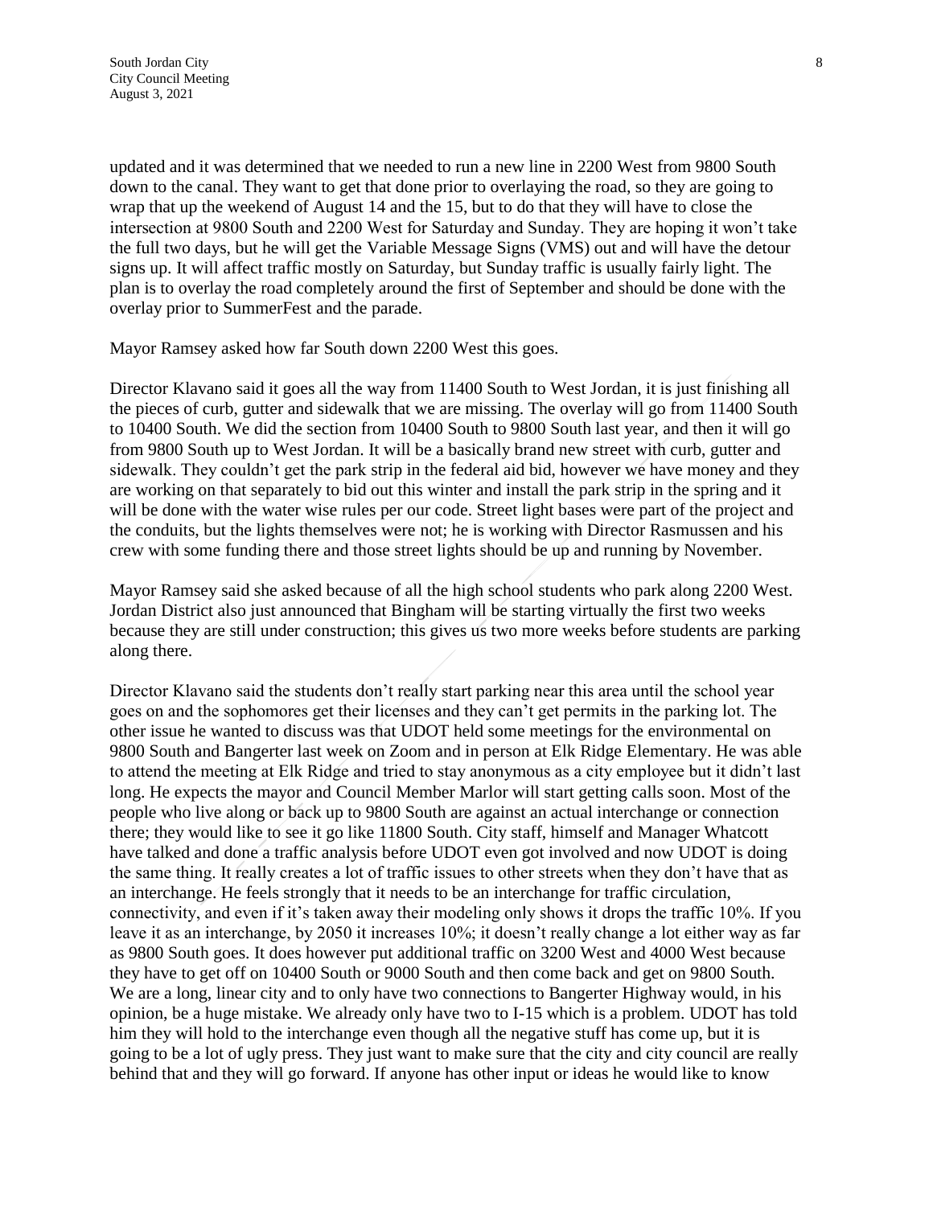updated and it was determined that we needed to run a new line in 2200 West from 9800 South down to the canal. They want to get that done prior to overlaying the road, so they are going to wrap that up the weekend of August 14 and the 15, but to do that they will have to close the intersection at 9800 South and 2200 West for Saturday and Sunday. They are hoping it won't take the full two days, but he will get the Variable Message Signs (VMS) out and will have the detour signs up. It will affect traffic mostly on Saturday, but Sunday traffic is usually fairly light. The plan is to overlay the road completely around the first of September and should be done with the overlay prior to SummerFest and the parade.

Mayor Ramsey asked how far South down 2200 West this goes.

Director Klavano said it goes all the way from 11400 South to West Jordan, it is just finishing all the pieces of curb, gutter and sidewalk that we are missing. The overlay will go from 11400 South to 10400 South. We did the section from 10400 South to 9800 South last year, and then it will go from 9800 South up to West Jordan. It will be a basically brand new street with curb, gutter and sidewalk. They couldn't get the park strip in the federal aid bid, however we have money and they are working on that separately to bid out this winter and install the park strip in the spring and it will be done with the water wise rules per our code. Street light bases were part of the project and the conduits, but the lights themselves were not; he is working with Director Rasmussen and his crew with some funding there and those street lights should be up and running by November.

Mayor Ramsey said she asked because of all the high school students who park along 2200 West. Jordan District also just announced that Bingham will be starting virtually the first two weeks because they are still under construction; this gives us two more weeks before students are parking along there.

Director Klavano said the students don't really start parking near this area until the school year goes on and the sophomores get their licenses and they can't get permits in the parking lot. The other issue he wanted to discuss was that UDOT held some meetings for the environmental on 9800 South and Bangerter last week on Zoom and in person at Elk Ridge Elementary. He was able to attend the meeting at Elk Ridge and tried to stay anonymous as a city employee but it didn't last long. He expects the mayor and Council Member Marlor will start getting calls soon. Most of the people who live along or back up to 9800 South are against an actual interchange or connection there; they would like to see it go like 11800 South. City staff, himself and Manager Whatcott have talked and done a traffic analysis before UDOT even got involved and now UDOT is doing the same thing. It really creates a lot of traffic issues to other streets when they don't have that as an interchange. He feels strongly that it needs to be an interchange for traffic circulation, connectivity, and even if it's taken away their modeling only shows it drops the traffic 10%. If you leave it as an interchange, by 2050 it increases 10%; it doesn't really change a lot either way as far as 9800 South goes. It does however put additional traffic on 3200 West and 4000 West because they have to get off on 10400 South or 9000 South and then come back and get on 9800 South. We are a long, linear city and to only have two connections to Bangerter Highway would, in his opinion, be a huge mistake. We already only have two to I-15 which is a problem. UDOT has told him they will hold to the interchange even though all the negative stuff has come up, but it is going to be a lot of ugly press. They just want to make sure that the city and city council are really behind that and they will go forward. If anyone has other input or ideas he would like to know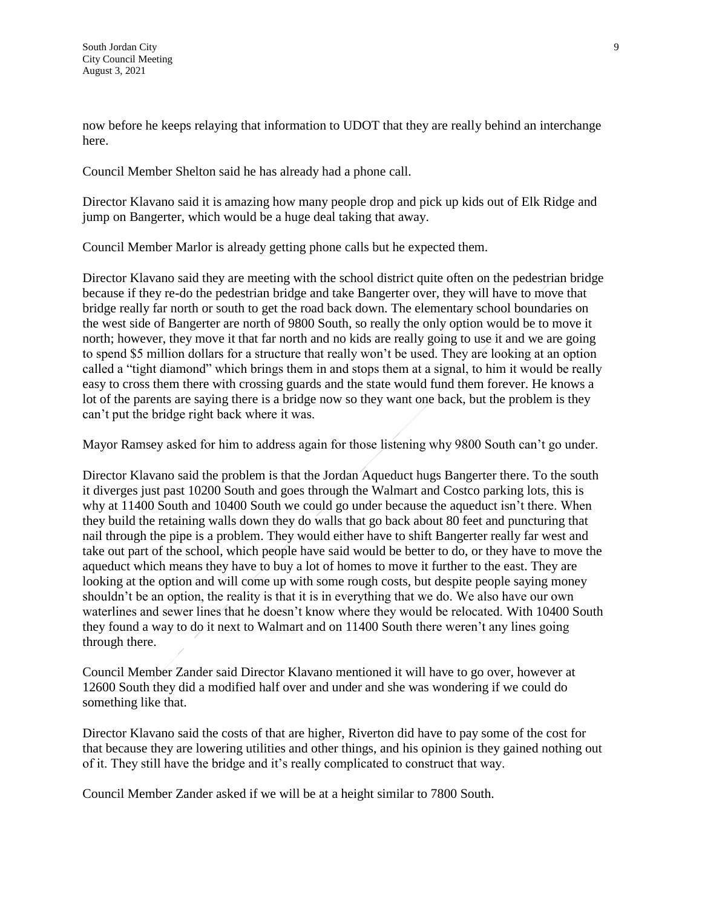now before he keeps relaying that information to UDOT that they are really behind an interchange here.

Council Member Shelton said he has already had a phone call.

Director Klavano said it is amazing how many people drop and pick up kids out of Elk Ridge and jump on Bangerter, which would be a huge deal taking that away.

Council Member Marlor is already getting phone calls but he expected them.

Director Klavano said they are meeting with the school district quite often on the pedestrian bridge because if they re-do the pedestrian bridge and take Bangerter over, they will have to move that bridge really far north or south to get the road back down. The elementary school boundaries on the west side of Bangerter are north of 9800 South, so really the only option would be to move it north; however, they move it that far north and no kids are really going to use it and we are going to spend $5 million dollars for a structure that really won't be used. They are looking at an option called a "tight diamond" which brings them in and stops them at a signal, to him it would be really easy to cross them there with crossing guards and the state would fund them forever. He knows a lot of the parents are saying there is a bridge now so they want one back, but the problem is they can't put the bridge right back where it was.

Mayor Ramsey asked for him to address again for those listening why 9800 South can't go under.

Director Klavano said the problem is that the Jordan Aqueduct hugs Bangerter there. To the south it diverges just past 10200 South and goes through the Walmart and Costco parking lots, this is why at 11400 South and 10400 South we could go under because the aqueduct isn't there. When they build the retaining walls down they do walls that go back about 80 feet and puncturing that nail through the pipe is a problem. They would either have to shift Bangerter really far west and take out part of the school, which people have said would be better to do, or they have to move the aqueduct which means they have to buy a lot of homes to move it further to the east. They are looking at the option and will come up with some rough costs, but despite people saying money shouldn't be an option, the reality is that it is in everything that we do. We also have our own waterlines and sewer lines that he doesn't know where they would be relocated. With 10400 South they found a way to do it next to Walmart and on 11400 South there weren't any lines going through there.

Council Member Zander said Director Klavano mentioned it will have to go over, however at 12600 South they did a modified half over and under and she was wondering if we could do something like that.

Director Klavano said the costs of that are higher, Riverton did have to pay some of the cost for that because they are lowering utilities and other things, and his opinion is they gained nothing out of it. They still have the bridge and it's really complicated to construct that way.

Council Member Zander asked if we will be at a height similar to 7800 South.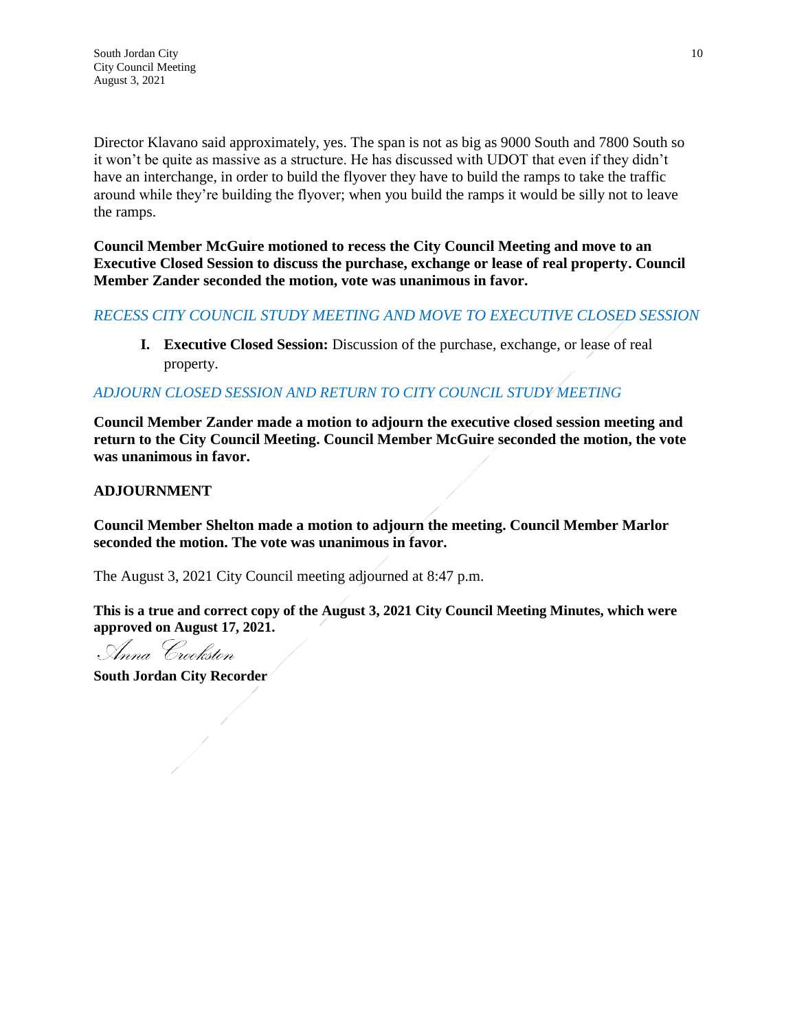Director Klavano said approximately, yes. The span is not as big as 9000 South and 7800 South so it won't be quite as massive as a structure. He has discussed with UDOT that even if they didn't have an interchange, in order to build the flyover they have to build the ramps to take the traffic around while they're building the flyover; when you build the ramps it would be silly not to leave the ramps.

**Council Member McGuire motioned to recess the City Council Meeting and move to an Executive Closed Session to discuss the purchase, exchange or lease of real property. Council Member Zander seconded the motion, vote was unanimous in favor.**

*RECESS CITY COUNCIL STUDY MEETING AND MOVE TO EXECUTIVE CLOSED SESSION*

**I. Executive Closed Session:** Discussion of the purchase, exchange, or lease of real property.

*ADJOURN CLOSED SESSION AND RETURN TO CITY COUNCIL STUDY MEETING*

**Council Member Zander made a motion to adjourn the executive closed session meeting and return to the City Council Meeting. Council Member McGuire seconded the motion, the vote was unanimous in favor.**

**ADJOURNMENT**

**Council Member Shelton made a motion to adjourn the meeting. Council Member Marlor seconded the motion. The vote was unanimous in favor.**

The August 3, 2021 City Council meeting adjourned at 8:47 p.m.

**This is a true and correct copy of the August 3, 2021 City Council Meeting Minutes, which were approved on August 17, 2021.**

Anna Crookston

**South Jordan City Recorder**